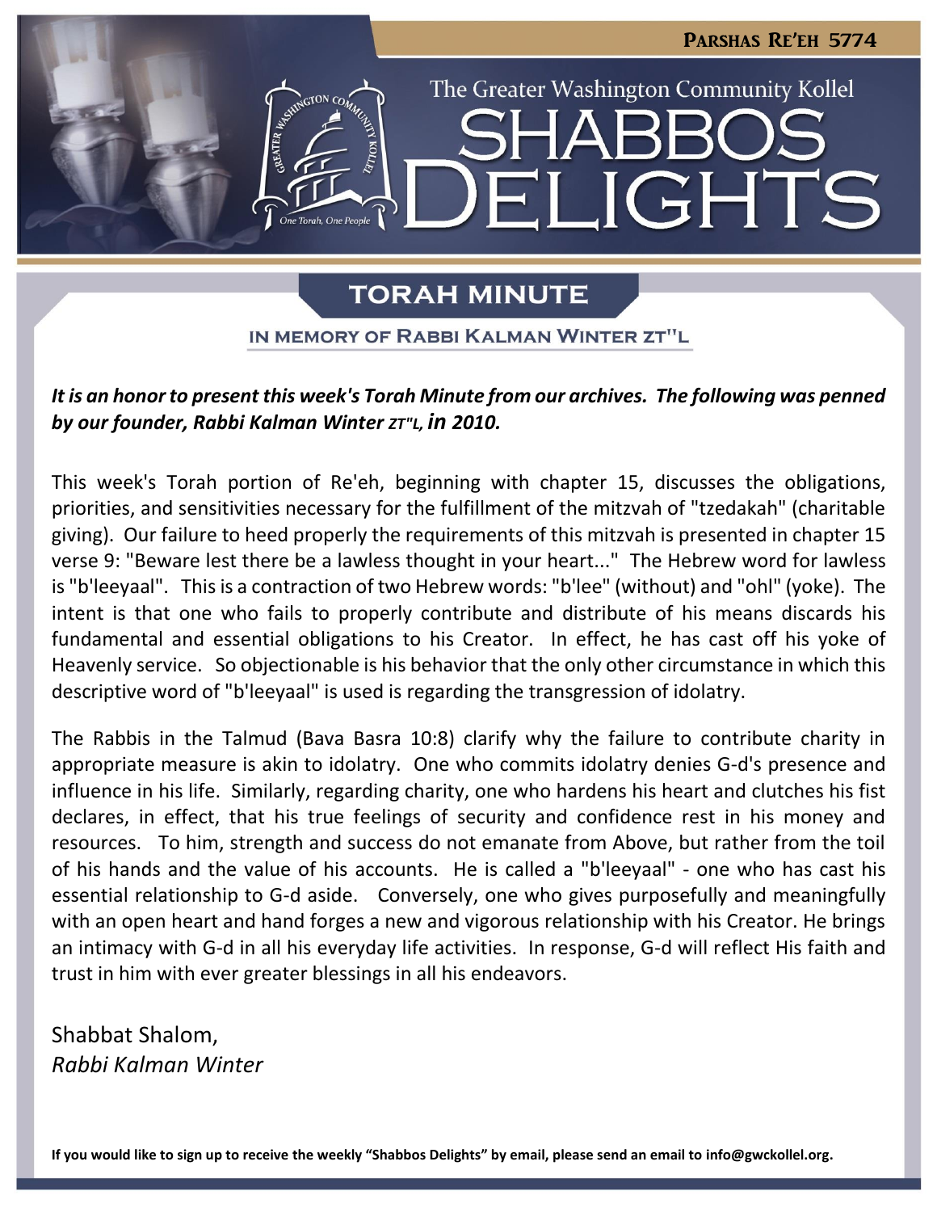**Parshas Re'eh 5774**

The Greater Washington Community Kollel

# SHABBOS DELIGHTS

## TORAH MINUTE

IN MEMORY OF RABBI KALMAN WINTER ZT"L

***It is an honor to present this week's Torah Minute from our archives. The following was penned by our founder, Rabbi Kalman Winter zt"l, in 2010.***

This week's Torah portion of Re'eh, beginning with chapter 15, discusses the obligations, priorities, and sensitivities necessary for the fulfillment of the mitzvah of "tzedakah" (charitable giving). Our failure to heed properly the requirements of this mitzvah is presented in chapter 15 verse 9: "Beware lest there be a lawless thought in your heart..." The Hebrew word for lawless is "b'leeyaal". This is a contraction of two Hebrew words: "b'lee" (without) and "ohl" (yoke). The intent is that one who fails to properly contribute and distribute of his means discards his fundamental and essential obligations to his Creator. In effect, he has cast off his yoke of Heavenly service. So objectionable is his behavior that the only other circumstance in which this descriptive word of "b'leeyaal" is used is regarding the transgression of idolatry.

The Rabbis in the Talmud (Bava Basra 10:8) clarify why the failure to contribute charity in appropriate measure is akin to idolatry. One who commits idolatry denies G-d's presence and influence in his life. Similarly, regarding charity, one who hardens his heart and clutches his fist declares, in effect, that his true feelings of security and confidence rest in his money and resources. To him, strength and success do not emanate from Above, but rather from the toil of his hands and the value of his accounts. He is called a "b'leeyaal" - one who has cast his essential relationship to G-d aside. Conversely, one who gives purposefully and meaningfully with an open heart and hand forges a new and vigorous relationship with his Creator. He brings an intimacy with G-d in all his everyday life activities. In response, G-d will reflect His faith and trust in him with ever greater blessings in all his endeavors.

Shabbat Shalom,
*Rabbi Kalman Winter*

**If you would like to sign up to receive the weekly "Shabbos Delights" by email, please send an email to info@gwckollel.org.**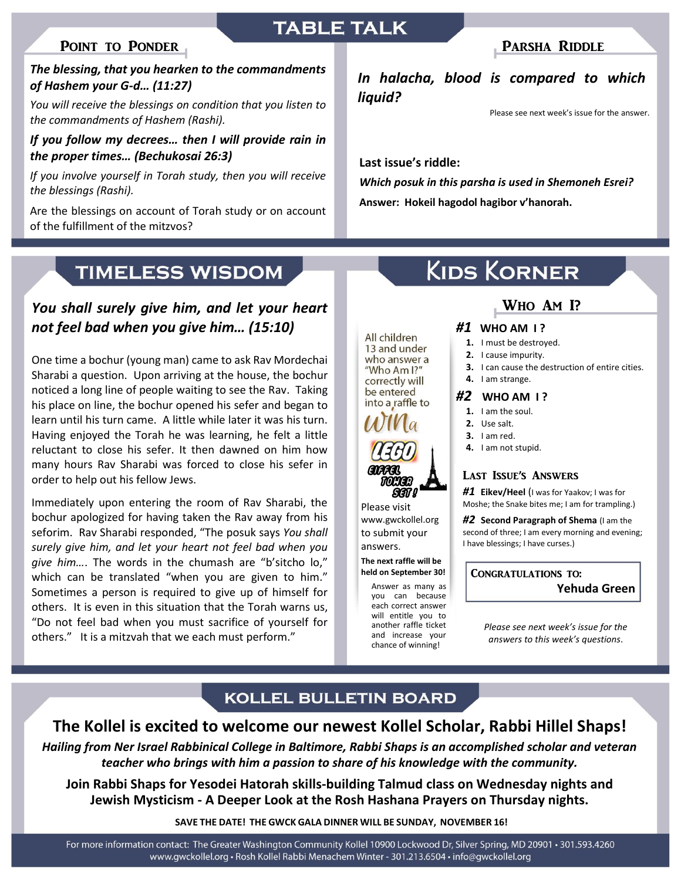# TABLE TALK

## Point to Ponder

***The blessing, that you hearken to the commandments of Hashem your G-d… (11:27)***

*You will receive the blessings on condition that you listen to the commandments of Hashem (Rashi).*

***If you follow my decrees… then I will provide rain in the proper times… (Bechukosai 26:3)***

*If you involve yourself in Torah study, then you will receive the blessings (Rashi).*

Are the blessings on account of Torah study or on account of the fulfillment of the mitzvos?

## Parsha Riddle

***In halacha, blood is compared to which liquid?***

Please see next week's issue for the answer.

**Last issue's riddle:**

***Which posuk in this parsha is used in Shemoneh Esrei?***

**Answer: Hokeil hagodol hagibor v'hanorah.**

# TIMELESS WISDOM

***You shall surely give him, and let your heart not feel bad when you give him… (15:10)***

One time a bochur (young man) came to ask Rav Mordechai Sharabi a question. Upon arriving at the house, the bochur noticed a long line of people waiting to see the Rav. Taking his place on line, the bochur opened his sefer and began to learn until his turn came. A little while later it was his turn. Having enjoyed the Torah he was learning, he felt a little reluctant to close his sefer. It then dawned on him how many hours Rav Sharabi was forced to close his sefer in order to help out his fellow Jews.

Immediately upon entering the room of Rav Sharabi, the bochur apologized for having taken the Rav away from his seforim. Rav Sharabi responded, "The posuk says *You shall surely give him, and let your heart not feel bad when you give him…*. The words in the chumash are "b'sitcho lo," which can be translated "when you are given to him." Sometimes a person is required to give up of himself for others. It is even in this situation that the Torah warns us, "Do not feel bad when you must sacrifice of yourself for others." It is a mitzvah that we each must perform."

# Kids Korner

All children 13 and under who answer a "Who Am I?" correctly will be entered into a raffle to

Win a LEGO Eiffel Tower Set!

Please visit www.gwckollel.org to submit your answers.

**The next raffle will be held on September 30!**

Answer as many as you can because each correct answer will entitle you to another raffle ticket and increase your chance of winning!

## Who Am I?

### #1 WHO AM I ?

1. I must be destroyed.
2. I cause impurity.
3. I can cause the destruction of entire cities.
4. I am strange.

### #2 WHO AM I ?

1. I am the soul.
2. Use salt.
3. I am red.
4. I am not stupid.

## Last Issue's Answers

**#1 Eikev/Heel** (I was for Yaakov; I was for Moshe; the Snake bites me; I am for trampling.)

**#2 Second Paragraph of Shema** (I am the second of three; I am every morning and evening; I have blessings; I have curses.)

**Congratulations to:**
**Yehuda Green**

*Please see next week's issue for the answers to this week's questions.*

# KOLLEL BULLETIN BOARD

**The Kollel is excited to welcome our newest Kollel Scholar, Rabbi Hillel Shaps!**

***Hailing from Ner Israel Rabbinical College in Baltimore, Rabbi Shaps is an accomplished scholar and veteran teacher who brings with him a passion to share of his knowledge with the community.***

**Join Rabbi Shaps for Yesodei Hatorah skills-building Talmud class on Wednesday nights and Jewish Mysticism - A Deeper Look at the Rosh Hashana Prayers on Thursday nights.**

**SAVE THE DATE! THE GWCK GALA DINNER WILL BE SUNDAY, NOVEMBER 16!**

For more information contact: The Greater Washington Community Kollel 10900 Lockwood Dr, Silver Spring, MD 20901 • 301.593.4260
www.gwckollel.org • Rosh Kollel Rabbi Menachem Winter - 301.213.6504 • info@gwckollel.org